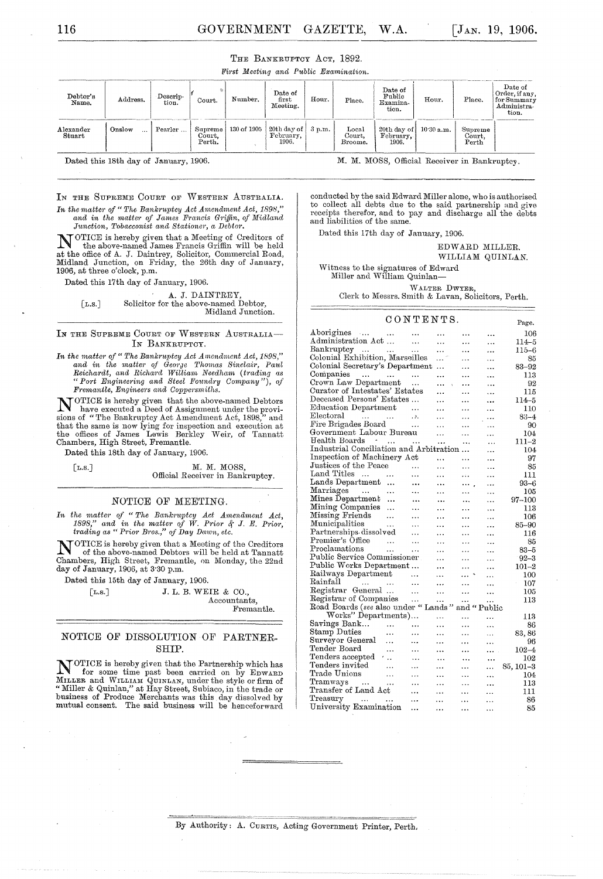### THE BANKRUPTCY ACT, 1892.

*First Meeting and Public Examination.*

| Debtor's Name. | Address. | Description. | Court. | Number. | Date of first Meeting. | Hour. | Place. | Date of Public Examination. | Hour. | Place. | Date of Order, if any, for Summary Administration. |
|---|---|---|---|---|---|---|---|---|---|---|---|
| Alexander Stuart | Onslow ... | Pearler ... | Supreme Court, Perth. | 130 of 1905 | 20th day of February, 1906. | 3 p.m. | Local Court, Broome. | 20th day of February, 1906. | 10·30 a.m. | Supreme Court, Perth | |

Dated this 18th day of January, 1906.

M. M. MOSS, Official Receiver in Bankruptcy.

---

IN THE SUPREME COURT OF WESTERN AUSTRALIA.

*In the matter of "The Bankruptcy Act Amendment Act, 1898," and in the matter of James Francis Griffin, of Midland Junction, Tobacconist and Stationer, a Debtor.*

NOTICE is hereby given that a Meeting of Creditors of the above-named James Francis Griffin will be held at the office of A. J. Daintrey, Solicitor, Commercial Road, Midland Junction, on Friday, the 26th day of January, 1906, at three o'clock, p.m.

Dated this 17th day of January, 1906.

[L.S.] A. J. DAINTREY,
Solicitor for the above-named Debtor,
Midland Junction.

---

IN THE SUPREME COURT OF WESTERN AUSTRALIA—IN BANKRUPTCY.

*In the matter of "The Bankruptcy Act Amendment Act, 1898," and in the matter of George Thomas Sinclair, Paul Reichardt, and Richard William Needham (trading as "Port Engineering and Steel Foundry Company"), of Fremantle, Engineers and Coppersmiths.*

NOTICE is hereby given that the above-named Debtors have executed a Deed of Assignment under the provisions of "The Bankruptcy Act Amendment Act, 1898," and that the same is now lying for inspection and execution at the offices of James Lewis Berkley Weir, of Tannatt Chambers, High Street, Fremantle.

Dated this 18th day of January, 1906.

[L.S.] M. M. MOSS,
Official Receiver in Bankruptcy.

---

## NOTICE OF MEETING.

*In the matter of "The Bankruptcy Act Amendment Act, 1898," and in the matter of W. Prior & J. E. Prior, trading as "Prior Bros.," of Day Dawn, etc.*

NOTICE is hereby given that a Meeting of the Creditors of the above-named Debtors will be held at Tannatt Chambers, High Street, Fremantle, on Monday, the 22nd day of January, 1906, at 3·30 p.m.

Dated this 15th day of January, 1906.

[L.S.] J. L. B. WEIR & CO.,
Accountants,
Fremantle.

---

## NOTICE OF DISSOLUTION OF PARTNERSHIP.

NOTICE is hereby given that the Partnership which has for some time past been carried on by EDWARD MILLER and WILLIAM QUINLAN, under the style or firm of "Miller & Quinlan," at Hay Street, Subiaco, in the trade or business of Produce Merchants was this day dissolved by mutual consent. The said business will be henceforward conducted by the said Edward Miller alone, who is authorised to collect all debts due to the said partnership and give receipts therefor, and to pay and discharge all the debts and liabilities of the same.

Dated this 17th day of January, 1906.

EDWARD MILLER.
WILLIAM QUINLAN.

Witness to the signatures of Edward Miller and William Quinlan—

WALTER DWYER,
Clerk to Messrs. Smith & Lavan, Solicitors, Perth.

---

## CONTENTS.

| | Page. |
|---|---|
| Aborigines ... | 106 |
| Administration Act ... | 114–5 |
| Bankruptcy ... | 115–6 |
| Colonial Exhibition, Marseilles ... | 85 |
| Colonial Secretary's Department ... | 83–92 |
| Companies ... | 113 |
| Crown Law Department ... | 92 |
| Curator of Intestates' Estates ... | 115 |
| Deceased Persons' Estates ... | 114–5 |
| Education Department ... | 110 |
| Electoral ... | 83–4 |
| Fire Brigades Board ... | 90 |
| Government Labour Bureau ... | 104 |
| Health Boards ... | 111–2 |
| Industrial Conciliation and Arbitration ... | 104 |
| Inspection of Machinery Act ... | 97 |
| Justices of the Peace ... | 85 |
| Land Titles ... | 111 |
| Lands Department ... | 93–6 |
| Marriages ... | 105 |
| Mines Department ... | 97–100 |
| Mining Companies ... | 113 |
| Missing Friends ... | 106 |
| Municipalities ... | 85–90 |
| Partnerships dissolved ... | 116 |
| Premier's Office ... | 85 |
| Proclamations ... | 83–5 |
| Public Service Commissioner ... | 92–3 |
| Public Works Department ... | 101–2 |
| Railways Department ... | 100 |
| Rainfall ... | 107 |
| Registrar General ... | 105 |
| Registrar of Companies ... | 113 |
| Road Boards (*see* also under "Lands" and "Public Works" Departments) ... | 113 |
| Savings Bank ... | 86 |
| Stamp Duties ... | 83, 86 |
| Surveyor General ... | 96 |
| Tender Board ... | 102–4 |
| Tenders accepted ... | 102 |
| Tenders invited ... | 85, 101–3 |
| Trade Unions ... | 104 |
| Tramways ... | 113 |
| Transfer of Land Act ... | 111 |
| Treasury ... | 86 |
| University Examination ... | 85 |

---

By Authority: A. CURTIS, Acting Government Printer, Perth.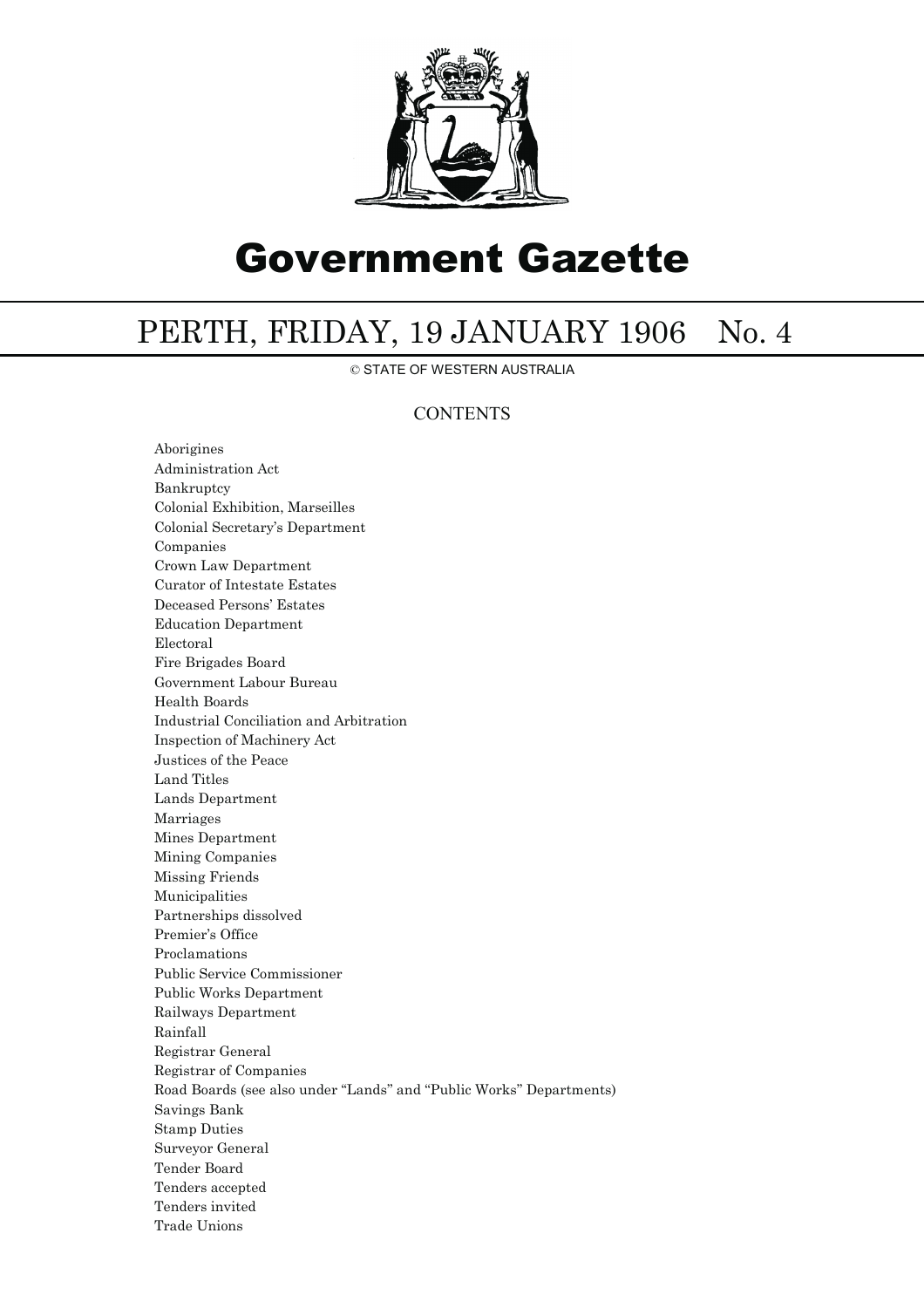# Government Gazette

## PERTH, FRIDAY, 19 JANUARY 1906 No. 4

© STATE OF WESTERN AUSTRALIA

### CONTENTS

Aborigines
Administration Act
Bankruptcy
Colonial Exhibition, Marseilles
Colonial Secretary's Department
Companies
Crown Law Department
Curator of Intestate Estates
Deceased Persons' Estates
Education Department
Electoral
Fire Brigades Board
Government Labour Bureau
Health Boards
Industrial Conciliation and Arbitration
Inspection of Machinery Act
Justices of the Peace
Land Titles
Lands Department
Marriages
Mines Department
Mining Companies
Missing Friends
Municipalities
Partnerships dissolved
Premier's Office
Proclamations
Public Service Commissioner
Public Works Department
Railways Department
Rainfall
Registrar General
Registrar of Companies
Road Boards (see also under "Lands" and "Public Works" Departments)
Savings Bank
Stamp Duties
Surveyor General
Tender Board
Tenders accepted
Tenders invited
Trade Unions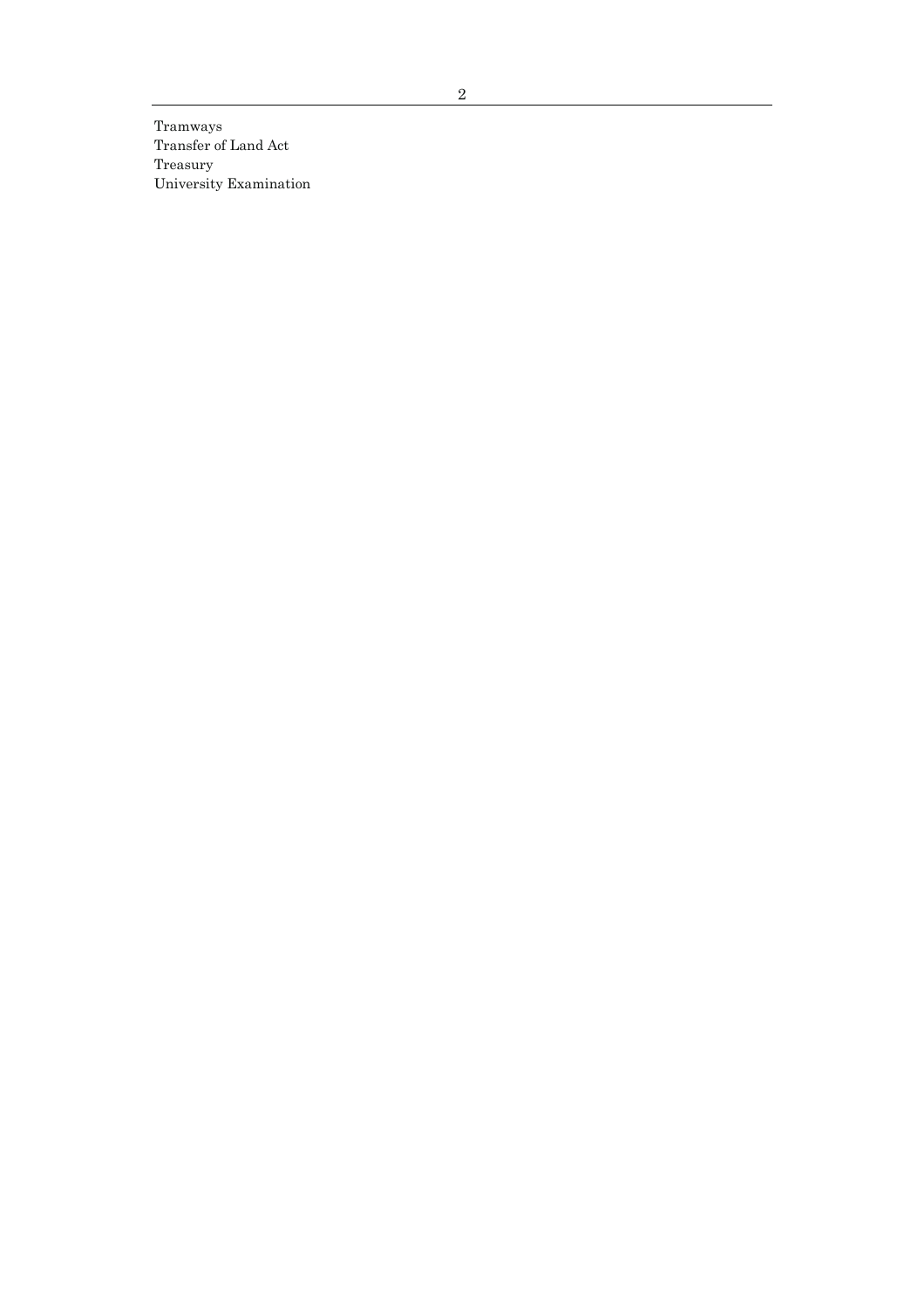Tramways
Transfer of Land Act
Treasury
University Examination